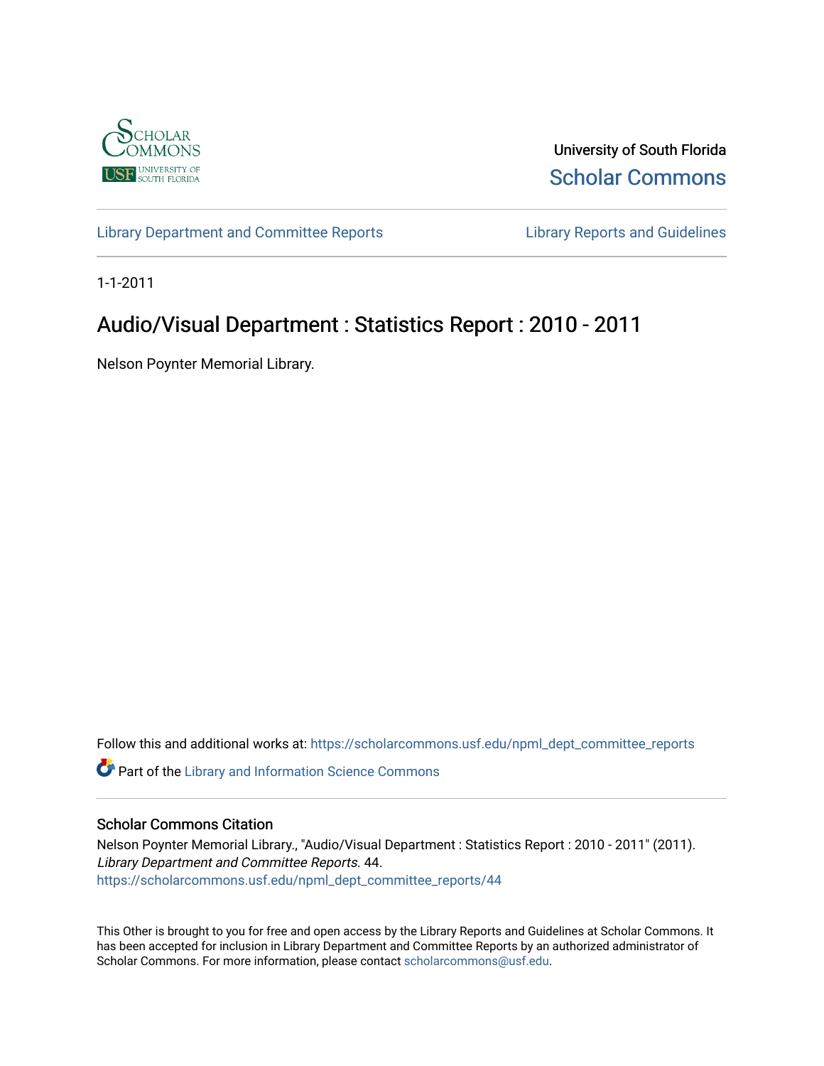University of South Florida
Scholar Commons

Library Department and Committee Reports | Library Reports and Guidelines

1-1-2011

# Audio/Visual Department : Statistics Report : 2010 - 2011

Nelson Poynter Memorial Library.

Follow this and additional works at: https://scholarcommons.usf.edu/npml_dept_committee_reports

Part of the Library and Information Science Commons

## Scholar Commons Citation

Nelson Poynter Memorial Library., "Audio/Visual Department : Statistics Report : 2010 - 2011" (2011). *Library Department and Committee Reports*. 44.
https://scholarcommons.usf.edu/npml_dept_committee_reports/44

This Other is brought to you for free and open access by the Library Reports and Guidelines at Scholar Commons. It has been accepted for inclusion in Library Department and Committee Reports by an authorized administrator of Scholar Commons. For more information, please contact scholarcommons@usf.edu.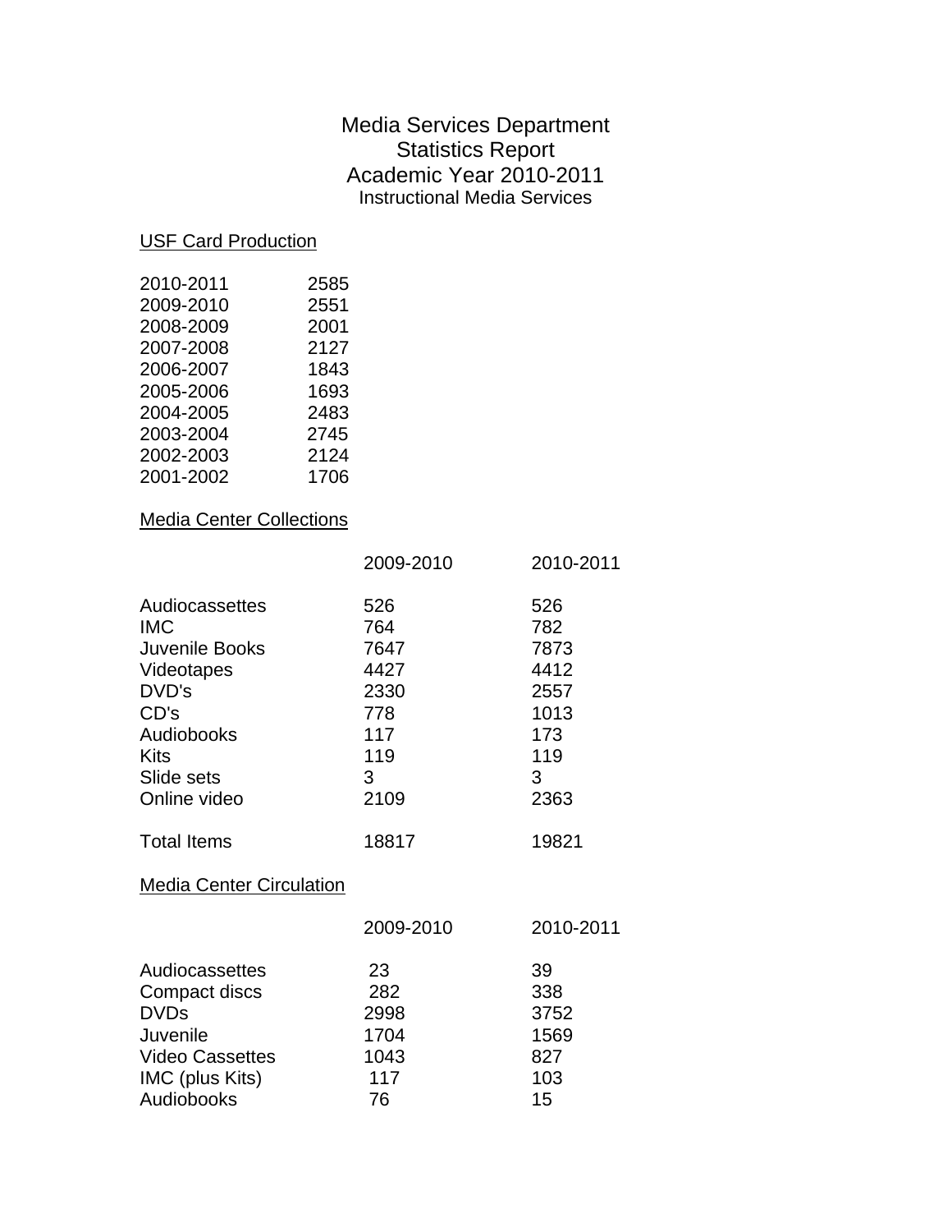# Media Services Department
## Statistics Report
## Academic Year 2010-2011
### Instructional Media Services

<u>USF Card Production</u>

| | |
|---|---|
| 2010-2011 | 2585 |
| 2009-2010 | 2551 |
| 2008-2009 | 2001 |
| 2007-2008 | 2127 |
| 2006-2007 | 1843 |
| 2005-2006 | 1693 |
| 2004-2005 | 2483 |
| 2003-2004 | 2745 |
| 2002-2003 | 2124 |
| 2001-2002 | 1706 |

<u>Media Center Collections</u>

| | 2009-2010 | 2010-2011 |
|---|---|---|
| Audiocassettes | 526 | 526 |
| IMC | 764 | 782 |
| Juvenile Books | 7647 | 7873 |
| Videotapes | 4427 | 4412 |
| DVD's | 2330 | 2557 |
| CD's | 778 | 1013 |
| Audiobooks | 117 | 173 |
| Kits | 119 | 119 |
| Slide sets | 3 | 3 |
| Online video | 2109 | 2363 |
| Total Items | 18817 | 19821 |

<u>Media Center Circulation</u>

| | 2009-2010 | 2010-2011 |
|---|---|---|
| Audiocassettes | 23 | 39 |
| Compact discs | 282 | 338 |
| DVDs | 2998 | 3752 |
| Juvenile | 1704 | 1569 |
| Video Cassettes | 1043 | 827 |
| IMC (plus Kits) | 117 | 103 |
| Audiobooks | 76 | 15 |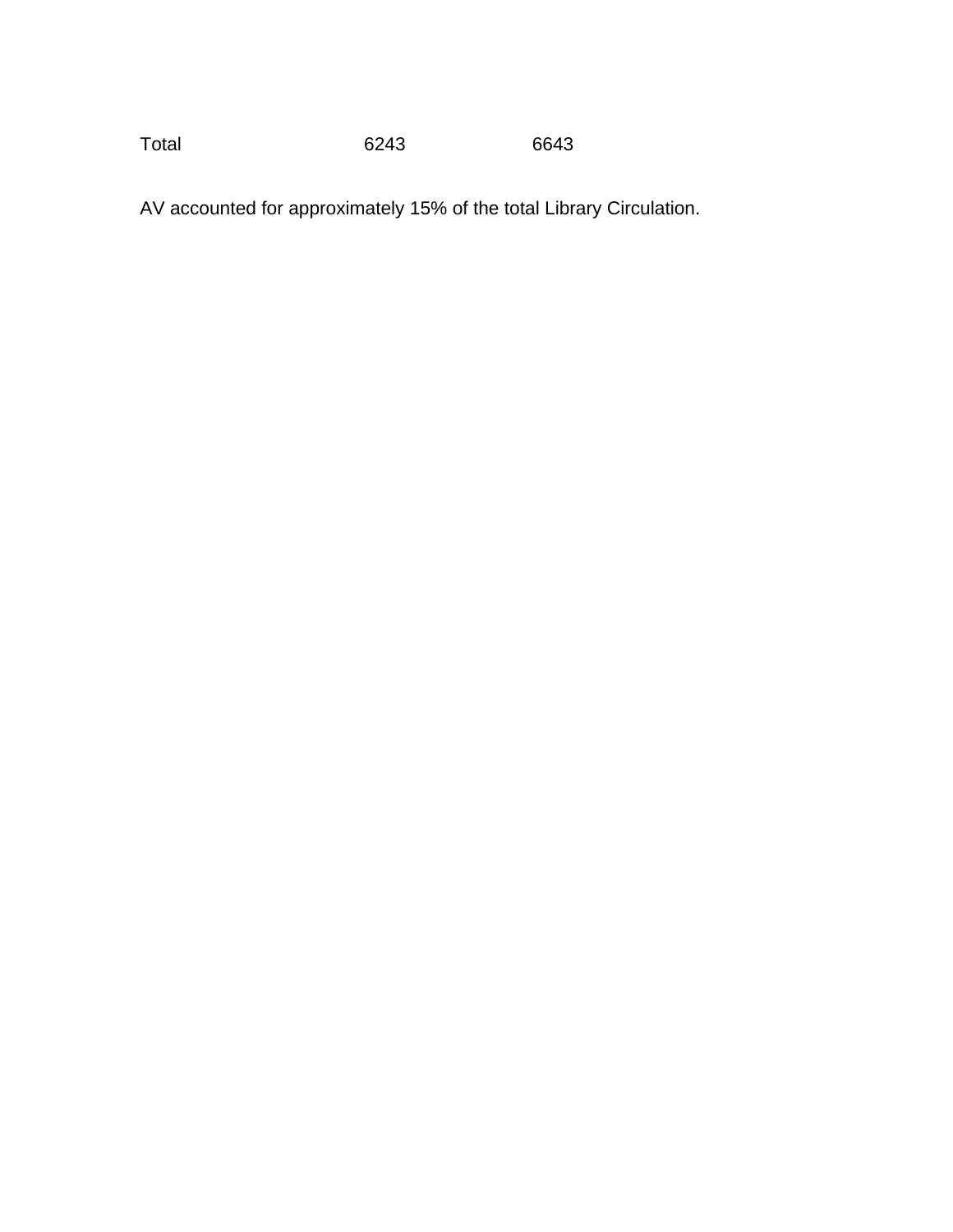| | | |
|---|---|---|
| Total | 6243 | 6643 |

AV accounted for approximately 15% of the total Library Circulation.